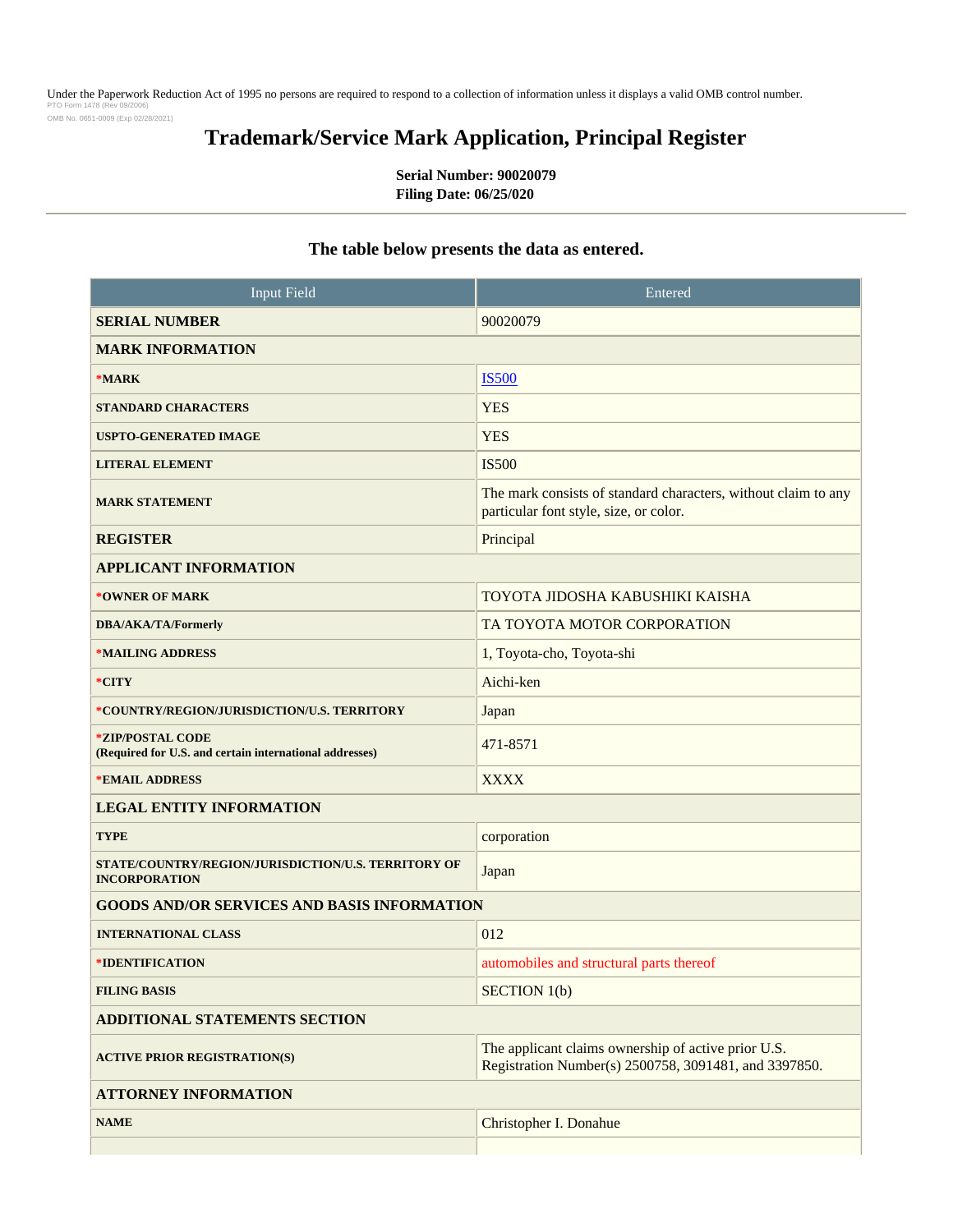Under the Paperwork Reduction Act of 1995 no persons are required to respond to a collection of information unless it displays a valid OMB control number.
PTO Form 1478 (Rev 09/2006)
OMB No. 0651-0009 (Exp 02/28/2021)

# Trademark/Service Mark Application, Principal Register

**Serial Number: 90020079**
**Filing Date: 06/25/020**

## The table below presents the data as entered.

| Input Field | Entered |
|---|---|
| **SERIAL NUMBER** | 90020079 |
| **MARK INFORMATION** | |
| ***MARK** | IS500 |
| **STANDARD CHARACTERS** | YES |
| **USPTO-GENERATED IMAGE** | YES |
| **LITERAL ELEMENT** | IS500 |
| **MARK STATEMENT** | The mark consists of standard characters, without claim to any particular font style, size, or color. |
| **REGISTER** | Principal |
| **APPLICANT INFORMATION** | |
| ***OWNER OF MARK** | TOYOTA JIDOSHA KABUSHIKI KAISHA |
| **DBA/AKA/TA/Formerly** | TA TOYOTA MOTOR CORPORATION |
| ***MAILING ADDRESS** | 1, Toyota-cho, Toyota-shi |
| ***CITY** | Aichi-ken |
| ***COUNTRY/REGION/JURISDICTION/U.S. TERRITORY** | Japan |
| ***ZIP/POSTAL CODE (Required for U.S. and certain international addresses)** | 471-8571 |
| ***EMAIL ADDRESS** | XXXX |
| **LEGAL ENTITY INFORMATION** | |
| **TYPE** | corporation |
| **STATE/COUNTRY/REGION/JURISDICTION/U.S. TERRITORY OF INCORPORATION** | Japan |
| **GOODS AND/OR SERVICES AND BASIS INFORMATION** | |
| **INTERNATIONAL CLASS** | 012 |
| ***IDENTIFICATION** | automobiles and structural parts thereof |
| **FILING BASIS** | SECTION 1(b) |
| **ADDITIONAL STATEMENTS SECTION** | |
| **ACTIVE PRIOR REGISTRATION(S)** | The applicant claims ownership of active prior U.S. Registration Number(s) 2500758, 3091481, and 3397850. |
| **ATTORNEY INFORMATION** | |
| **NAME** | Christopher I. Donahue |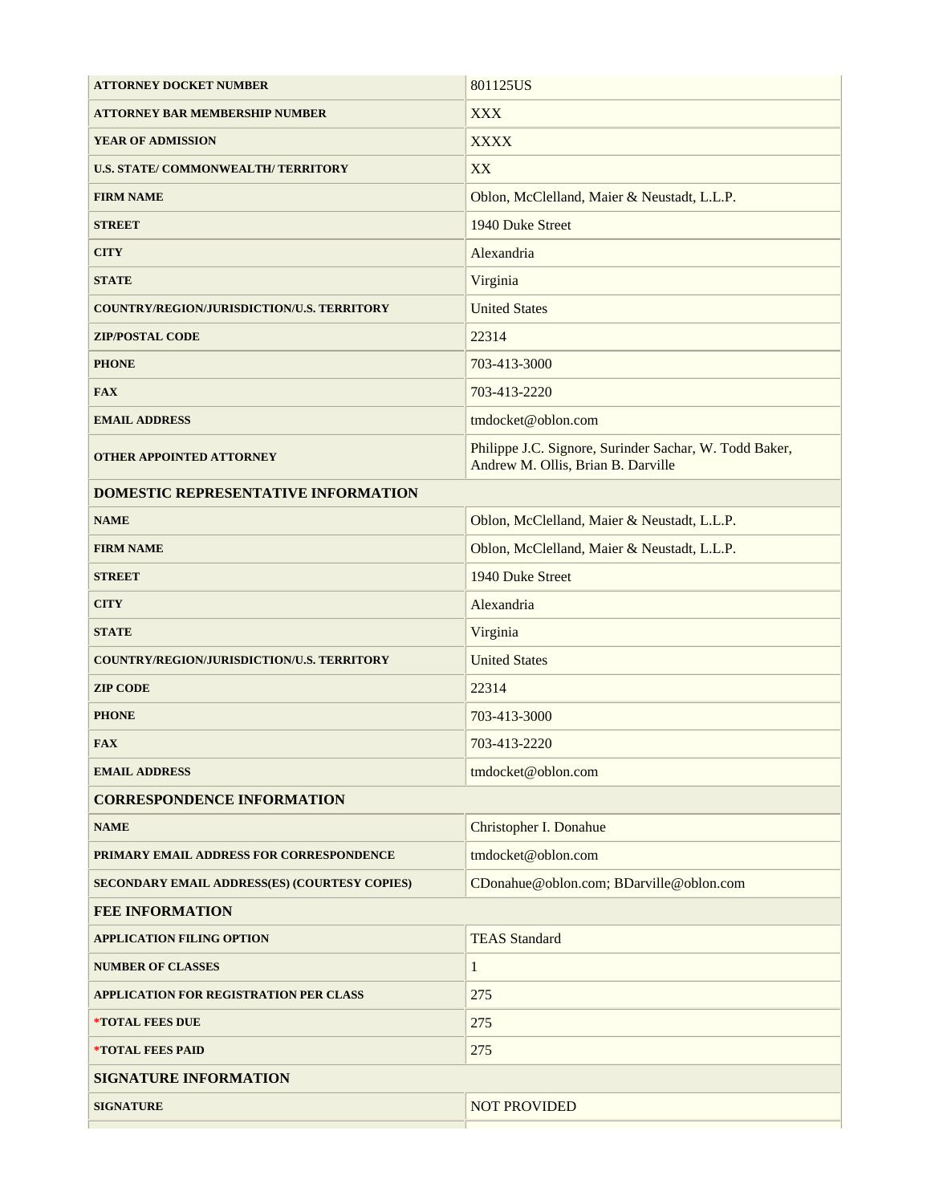| | |
|---|---|
| **ATTORNEY DOCKET NUMBER** | 801125US |
| **ATTORNEY BAR MEMBERSHIP NUMBER** | XXX |
| **YEAR OF ADMISSION** | XXXX |
| **U.S. STATE/ COMMONWEALTH/ TERRITORY** | XX |
| **FIRM NAME** | Oblon, McClelland, Maier & Neustadt, L.L.P. |
| **STREET** | 1940 Duke Street |
| **CITY** | Alexandria |
| **STATE** | Virginia |
| **COUNTRY/REGION/JURISDICTION/U.S. TERRITORY** | United States |
| **ZIP/POSTAL CODE** | 22314 |
| **PHONE** | 703-413-3000 |
| **FAX** | 703-413-2220 |
| **EMAIL ADDRESS** | tmdocket@oblon.com |
| **OTHER APPOINTED ATTORNEY** | Philippe J.C. Signore, Surinder Sachar, W. Todd Baker, Andrew M. Ollis, Brian B. Darville |
| **DOMESTIC REPRESENTATIVE INFORMATION** | |
| **NAME** | Oblon, McClelland, Maier & Neustadt, L.L.P. |
| **FIRM NAME** | Oblon, McClelland, Maier & Neustadt, L.L.P. |
| **STREET** | 1940 Duke Street |
| **CITY** | Alexandria |
| **STATE** | Virginia |
| **COUNTRY/REGION/JURISDICTION/U.S. TERRITORY** | United States |
| **ZIP CODE** | 22314 |
| **PHONE** | 703-413-3000 |
| **FAX** | 703-413-2220 |
| **EMAIL ADDRESS** | tmdocket@oblon.com |
| **CORRESPONDENCE INFORMATION** | |
| **NAME** | Christopher I. Donahue |
| **PRIMARY EMAIL ADDRESS FOR CORRESPONDENCE** | tmdocket@oblon.com |
| **SECONDARY EMAIL ADDRESS(ES) (COURTESY COPIES)** | CDonahue@oblon.com; BDarville@oblon.com |
| **FEE INFORMATION** | |
| **APPLICATION FILING OPTION** | TEAS Standard |
| **NUMBER OF CLASSES** | 1 |
| **APPLICATION FOR REGISTRATION PER CLASS** | 275 |
| ***TOTAL FEES DUE** | 275 |
| ***TOTAL FEES PAID** | 275 |
| **SIGNATURE INFORMATION** | |
| **SIGNATURE** | NOT PROVIDED |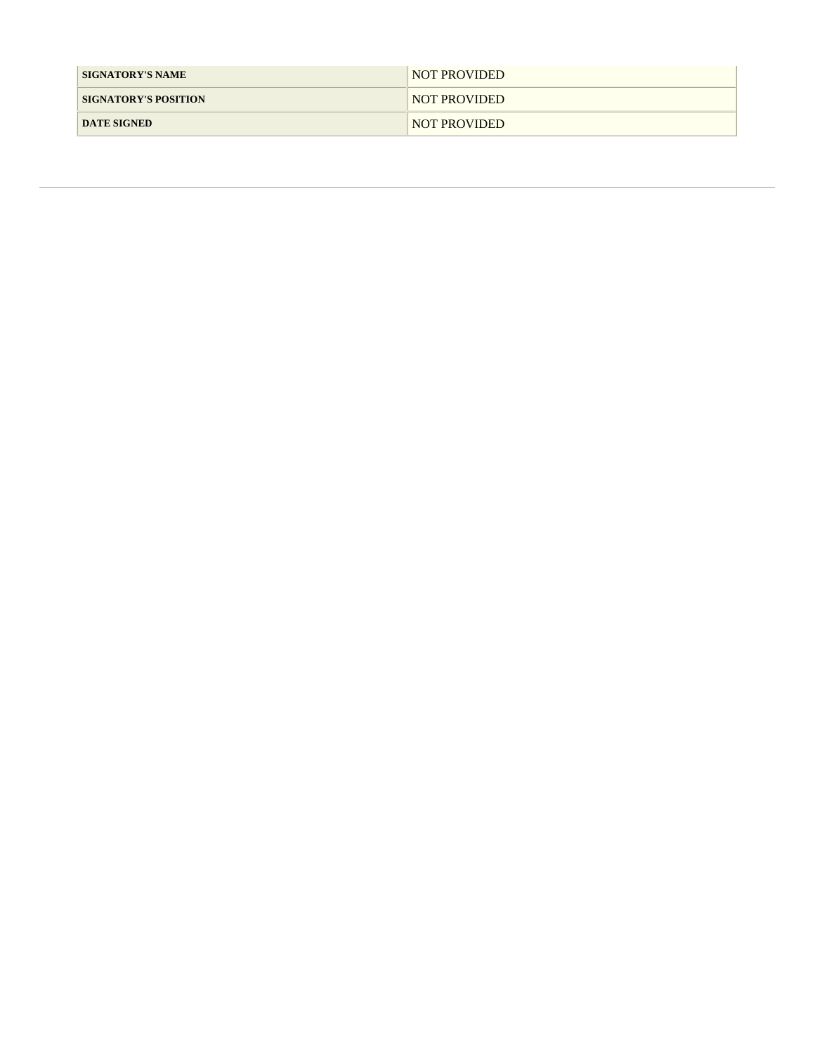| | |
|---|---|
| **SIGNATORY'S NAME** | NOT PROVIDED |
| **SIGNATORY'S POSITION** | NOT PROVIDED |
| **DATE SIGNED** | NOT PROVIDED |

---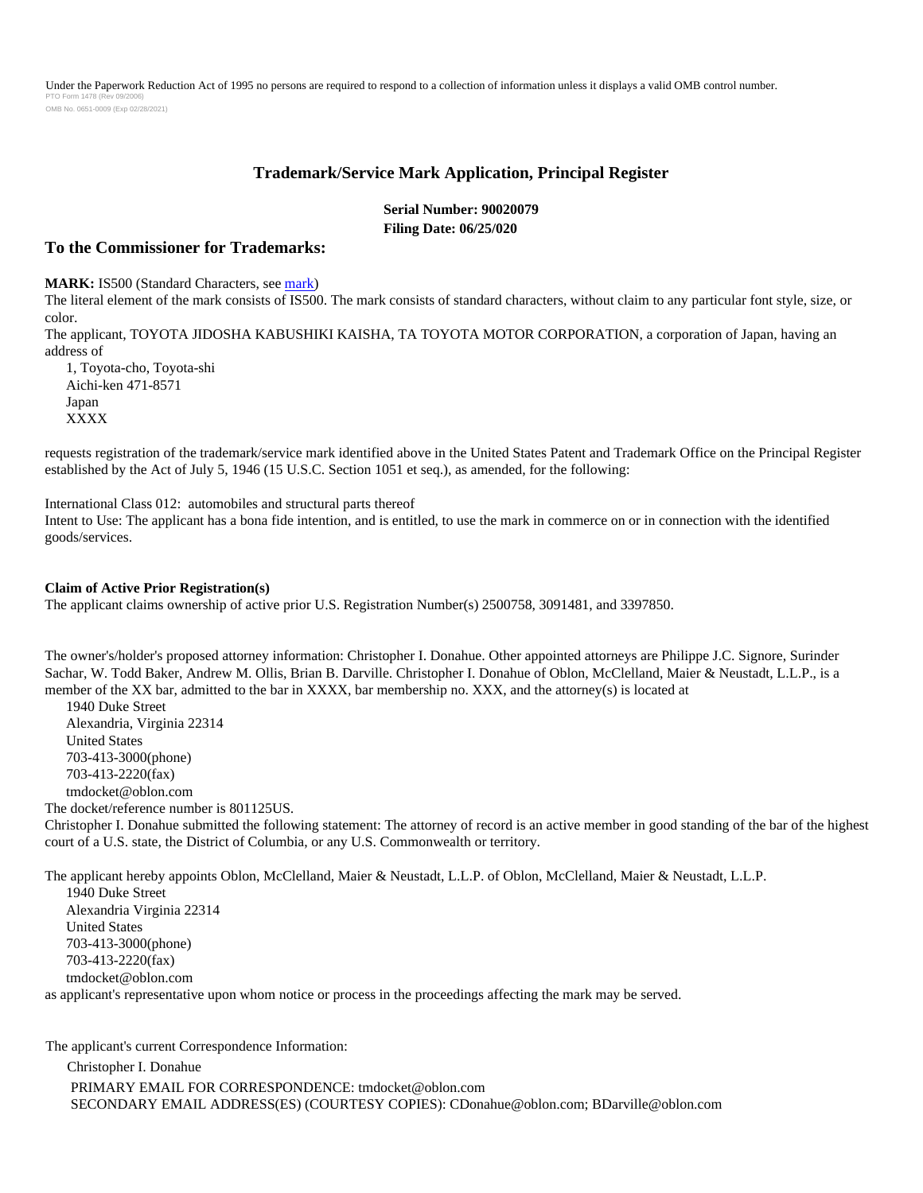Under the Paperwork Reduction Act of 1995 no persons are required to respond to a collection of information unless it displays a valid OMB control number.
PTO Form 1478 (Rev 09/2006)
OMB No. 0651-0009 (Exp 02/28/2021)

## Trademark/Service Mark Application, Principal Register

**Serial Number: 90020079**
**Filing Date: 06/25/020**

### To the Commissioner for Trademarks:

**MARK:** IS500 (Standard Characters, see mark)
The literal element of the mark consists of IS500. The mark consists of standard characters, without claim to any particular font style, size, or color.
The applicant, TOYOTA JIDOSHA KABUSHIKI KAISHA, TA TOYOTA MOTOR CORPORATION, a corporation of Japan, having an address of

1, Toyota-cho, Toyota-shi
Aichi-ken 471-8571
Japan
XXXX

requests registration of the trademark/service mark identified above in the United States Patent and Trademark Office on the Principal Register established by the Act of July 5, 1946 (15 U.S.C. Section 1051 et seq.), as amended, for the following:

International Class 012: automobiles and structural parts thereof
Intent to Use: The applicant has a bona fide intention, and is entitled, to use the mark in commerce on or in connection with the identified goods/services.

**Claim of Active Prior Registration(s)**
The applicant claims ownership of active prior U.S. Registration Number(s) 2500758, 3091481, and 3397850.

The owner's/holder's proposed attorney information: Christopher I. Donahue. Other appointed attorneys are Philippe J.C. Signore, Surinder Sachar, W. Todd Baker, Andrew M. Ollis, Brian B. Darville. Christopher I. Donahue of Oblon, McClelland, Maier & Neustadt, L.L.P., is a member of the XX bar, admitted to the bar in XXXX, bar membership no. XXX, and the attorney(s) is located at

1940 Duke Street
Alexandria, Virginia 22314
United States
703-413-3000(phone)
703-413-2220(fax)
tmdocket@oblon.com

The docket/reference number is 801125US.
Christopher I. Donahue submitted the following statement: The attorney of record is an active member in good standing of the bar of the highest court of a U.S. state, the District of Columbia, or any U.S. Commonwealth or territory.

The applicant hereby appoints Oblon, McClelland, Maier & Neustadt, L.L.P. of Oblon, McClelland, Maier & Neustadt, L.L.P.

1940 Duke Street
Alexandria Virginia 22314
United States
703-413-3000(phone)
703-413-2220(fax)
tmdocket@oblon.com

as applicant's representative upon whom notice or process in the proceedings affecting the mark may be served.

The applicant's current Correspondence Information:

Christopher I. Donahue
PRIMARY EMAIL FOR CORRESPONDENCE: tmdocket@oblon.com
SECONDARY EMAIL ADDRESS(ES) (COURTESY COPIES): CDonahue@oblon.com; BDarville@oblon.com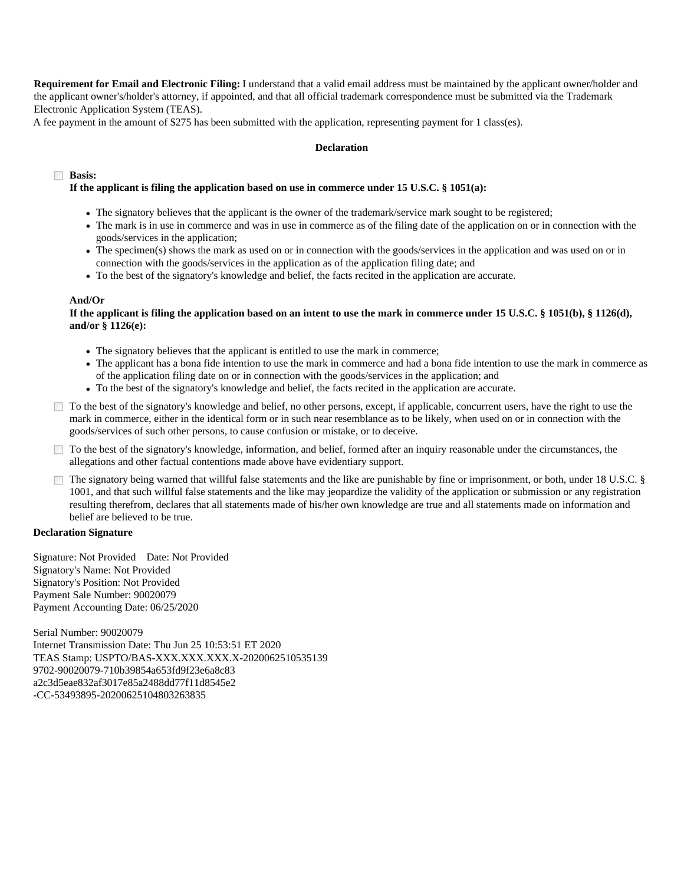**Requirement for Email and Electronic Filing:** I understand that a valid email address must be maintained by the applicant owner/holder and the applicant owner's/holder's attorney, if appointed, and that all official trademark correspondence must be submitted via the Trademark Electronic Application System (TEAS).
A fee payment in the amount of $275 has been submitted with the application, representing payment for 1 class(es).

**Declaration**

- [ ] **Basis:**
  **If the applicant is filing the application based on use in commerce under 15 U.S.C. § 1051(a):**

  - The signatory believes that the applicant is the owner of the trademark/service mark sought to be registered;
  - The mark is in use in commerce and was in use in commerce as of the filing date of the application on or in connection with the goods/services in the application;
  - The specimen(s) shows the mark as used on or in connection with the goods/services in the application and was used on or in connection with the goods/services in the application as of the application filing date; and
  - To the best of the signatory's knowledge and belief, the facts recited in the application are accurate.

  **And/Or**
  **If the applicant is filing the application based on an intent to use the mark in commerce under 15 U.S.C. § 1051(b), § 1126(d), and/or § 1126(e):**

  - The signatory believes that the applicant is entitled to use the mark in commerce;
  - The applicant has a bona fide intention to use the mark in commerce and had a bona fide intention to use the mark in commerce as of the application filing date on or in connection with the goods/services in the application; and
  - To the best of the signatory's knowledge and belief, the facts recited in the application are accurate.

- [ ] To the best of the signatory's knowledge and belief, no other persons, except, if applicable, concurrent users, have the right to use the mark in commerce, either in the identical form or in such near resemblance as to be likely, when used on or in connection with the goods/services of such other persons, to cause confusion or mistake, or to deceive.
- [ ] To the best of the signatory's knowledge, information, and belief, formed after an inquiry reasonable under the circumstances, the allegations and other factual contentions made above have evidentiary support.
- [ ] The signatory being warned that willful false statements and the like are punishable by fine or imprisonment, or both, under 18 U.S.C. § 1001, and that such willful false statements and the like may jeopardize the validity of the application or submission or any registration resulting therefrom, declares that all statements made of his/her own knowledge are true and all statements made on information and belief are believed to be true.

**Declaration Signature**

Signature: Not Provided    Date: Not Provided
Signatory's Name: Not Provided
Signatory's Position: Not Provided
Payment Sale Number: 90020079
Payment Accounting Date: 06/25/2020

Serial Number: 90020079
Internet Transmission Date: Thu Jun 25 10:53:51 ET 2020
TEAS Stamp: USPTO/BAS-XXX.XXX.XXX.X-2020062510535139
9702-90020079-710b39854a653fd9f23e6a8c83
a2c3d5eae832af3017e85a2488dd77f11d8545e2
-CC-53493895-20200625104803263835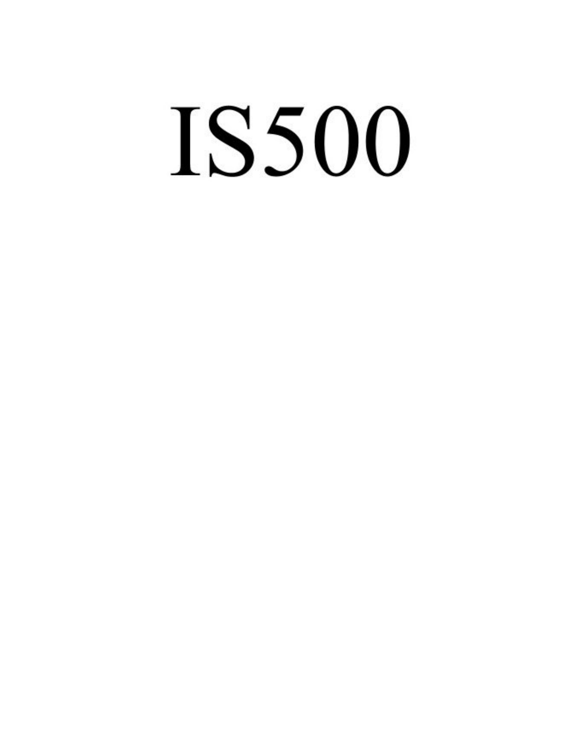# IS500